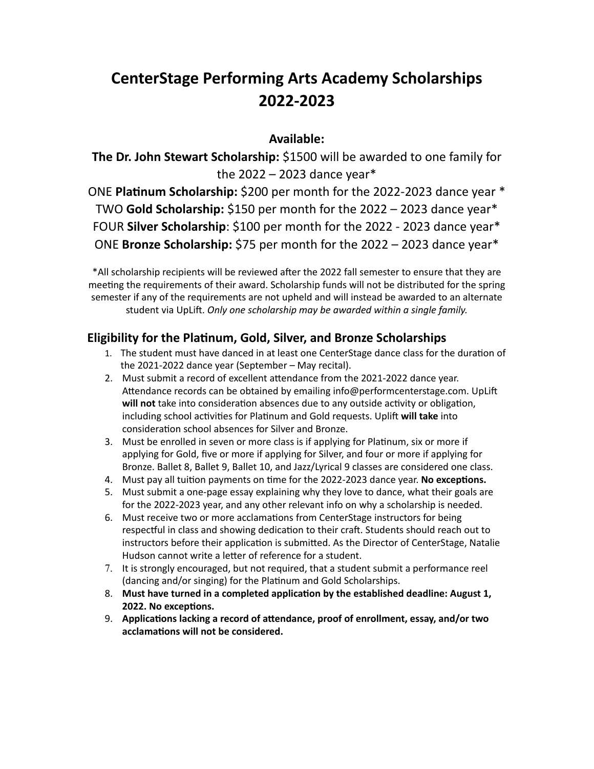# CenterStage Performing Arts Academy Scholarships 2022-2023

**Available:**

**The Dr. John Stewart Scholarship:** $1500 will be awarded to one family for the 2022 – 2023 dance year*

ONE **Platinum Scholarship:** $200 per month for the 2022-2023 dance year *

TWO **Gold Scholarship:** $150 per month for the 2022 – 2023 dance year*

FOUR **Silver Scholarship**: $100 per month for the 2022 - 2023 dance year*

ONE **Bronze Scholarship:** $75 per month for the 2022 – 2023 dance year*

*All scholarship recipients will be reviewed after the 2022 fall semester to ensure that they are meeting the requirements of their award. Scholarship funds will not be distributed for the spring semester if any of the requirements are not upheld and will instead be awarded to an alternate student via UpLift. *Only one scholarship may be awarded within a single family.*

## Eligibility for the Platinum, Gold, Silver, and Bronze Scholarships

1. The student must have danced in at least one CenterStage dance class for the duration of the 2021-2022 dance year (September – May recital).
2. Must submit a record of excellent attendance from the 2021-2022 dance year. Attendance records can be obtained by emailing info@performcenterstage.com. UpLift **will not** take into consideration absences due to any outside activity or obligation, including school activities for Platinum and Gold requests. Uplift **will take** into consideration school absences for Silver and Bronze.
3. Must be enrolled in seven or more class is if applying for Platinum, six or more if applying for Gold, five or more if applying for Silver, and four or more if applying for Bronze. Ballet 8, Ballet 9, Ballet 10, and Jazz/Lyrical 9 classes are considered one class.
4. Must pay all tuition payments on time for the 2022-2023 dance year. **No exceptions.**
5. Must submit a one-page essay explaining why they love to dance, what their goals are for the 2022-2023 year, and any other relevant info on why a scholarship is needed.
6. Must receive two or more acclamations from CenterStage instructors for being respectful in class and showing dedication to their craft. Students should reach out to instructors before their application is submitted. As the Director of CenterStage, Natalie Hudson cannot write a letter of reference for a student.
7. It is strongly encouraged, but not required, that a student submit a performance reel (dancing and/or singing) for the Platinum and Gold Scholarships.
8. **Must have turned in a completed application by the established deadline: August 1, 2022. No exceptions.**
9. **Applications lacking a record of attendance, proof of enrollment, essay, and/or two acclamations will not be considered.**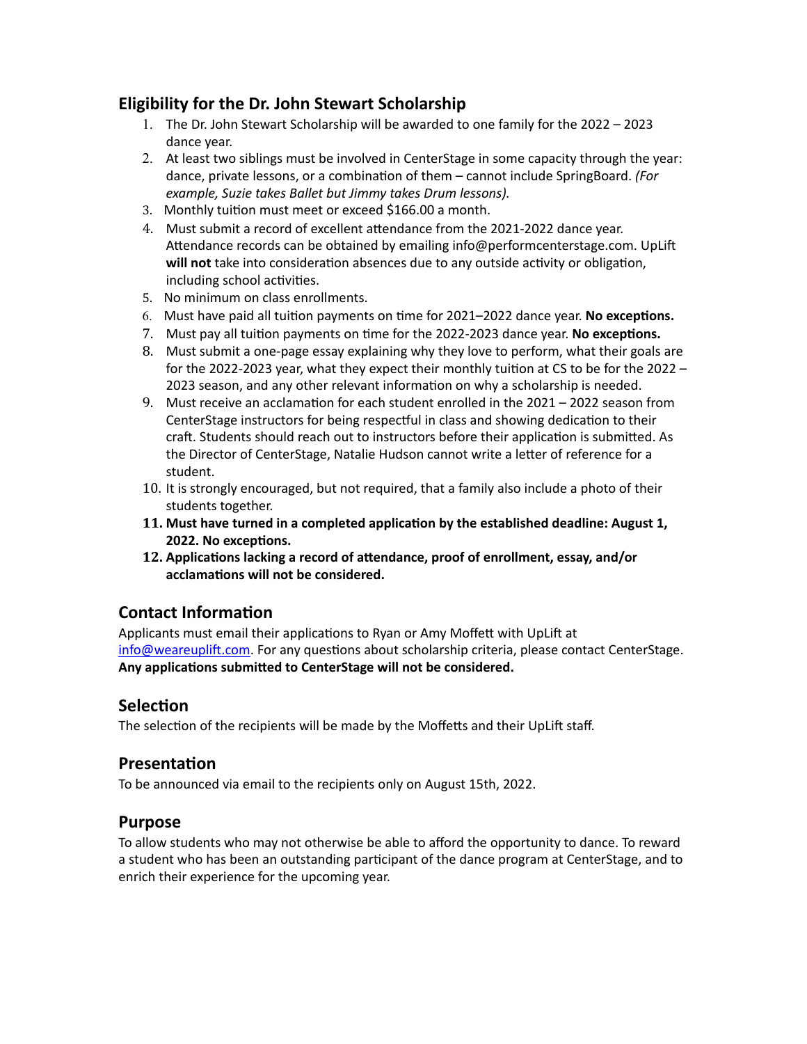## Eligibility for the Dr. John Stewart Scholarship

1. The Dr. John Stewart Scholarship will be awarded to one family for the 2022 – 2023 dance year.
2. At least two siblings must be involved in CenterStage in some capacity through the year: dance, private lessons, or a combination of them – cannot include SpringBoard. *(For example, Suzie takes Ballet but Jimmy takes Drum lessons).*
3. Monthly tuition must meet or exceed $166.00 a month.
4. Must submit a record of excellent attendance from the 2021-2022 dance year. Attendance records can be obtained by emailing info@performcenterstage.com. UpLift **will not** take into consideration absences due to any outside activity or obligation, including school activities.
5. No minimum on class enrollments.
6. Must have paid all tuition payments on time for 2021–2022 dance year. **No exceptions.**
7. Must pay all tuition payments on time for the 2022-2023 dance year. **No exceptions.**
8. Must submit a one-page essay explaining why they love to perform, what their goals are for the 2022-2023 year, what they expect their monthly tuition at CS to be for the 2022 – 2023 season, and any other relevant information on why a scholarship is needed.
9. Must receive an acclamation for each student enrolled in the 2021 – 2022 season from CenterStage instructors for being respectful in class and showing dedication to their craft. Students should reach out to instructors before their application is submitted. As the Director of CenterStage, Natalie Hudson cannot write a letter of reference for a student.
10. It is strongly encouraged, but not required, that a family also include a photo of their students together.
11. **Must have turned in a completed application by the established deadline: August 1, 2022. No exceptions.**
12. **Applications lacking a record of attendance, proof of enrollment, essay, and/or acclamations will not be considered.**

## Contact Information

Applicants must email their applications to Ryan or Amy Moffett with UpLift at info@weareuplift.com. For any questions about scholarship criteria, please contact CenterStage. **Any applications submitted to CenterStage will not be considered.**

## Selection

The selection of the recipients will be made by the Moffetts and their UpLift staff.

## Presentation

To be announced via email to the recipients only on August 15th, 2022.

## Purpose

To allow students who may not otherwise be able to afford the opportunity to dance. To reward a student who has been an outstanding participant of the dance program at CenterStage, and to enrich their experience for the upcoming year.